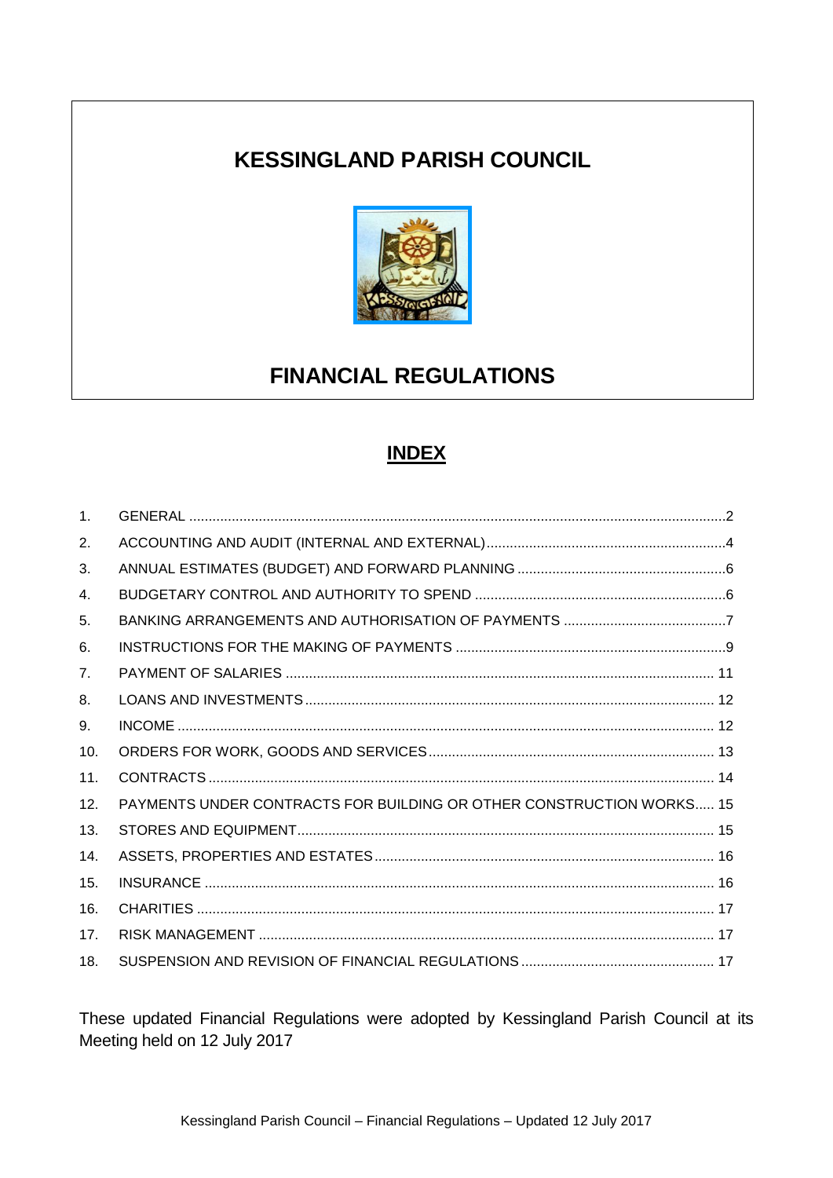# KESSINGLAND PARISH COUNCIL

# FINANCIAL REGULATIONS

## INDEX

| | | |
|---|---|---|
| 1. | GENERAL | 2 |
| 2. | ACCOUNTING AND AUDIT (INTERNAL AND EXTERNAL) | 4 |
| 3. | ANNUAL ESTIMATES (BUDGET) AND FORWARD PLANNING | 6 |
| 4. | BUDGETARY CONTROL AND AUTHORITY TO SPEND | 6 |
| 5. | BANKING ARRANGEMENTS AND AUTHORISATION OF PAYMENTS | 7 |
| 6. | INSTRUCTIONS FOR THE MAKING OF PAYMENTS | 9 |
| 7. | PAYMENT OF SALARIES | 11 |
| 8. | LOANS AND INVESTMENTS | 12 |
| 9. | INCOME | 12 |
| 10. | ORDERS FOR WORK, GOODS AND SERVICES | 13 |
| 11. | CONTRACTS | 14 |
| 12. | PAYMENTS UNDER CONTRACTS FOR BUILDING OR OTHER CONSTRUCTION WORKS | 15 |
| 13. | STORES AND EQUIPMENT | 15 |
| 14. | ASSETS, PROPERTIES AND ESTATES | 16 |
| 15. | INSURANCE | 16 |
| 16. | CHARITIES | 17 |
| 17. | RISK MANAGEMENT | 17 |
| 18. | SUSPENSION AND REVISION OF FINANCIAL REGULATIONS | 17 |

These updated Financial Regulations were adopted by Kessingland Parish Council at its Meeting held on 12 July 2017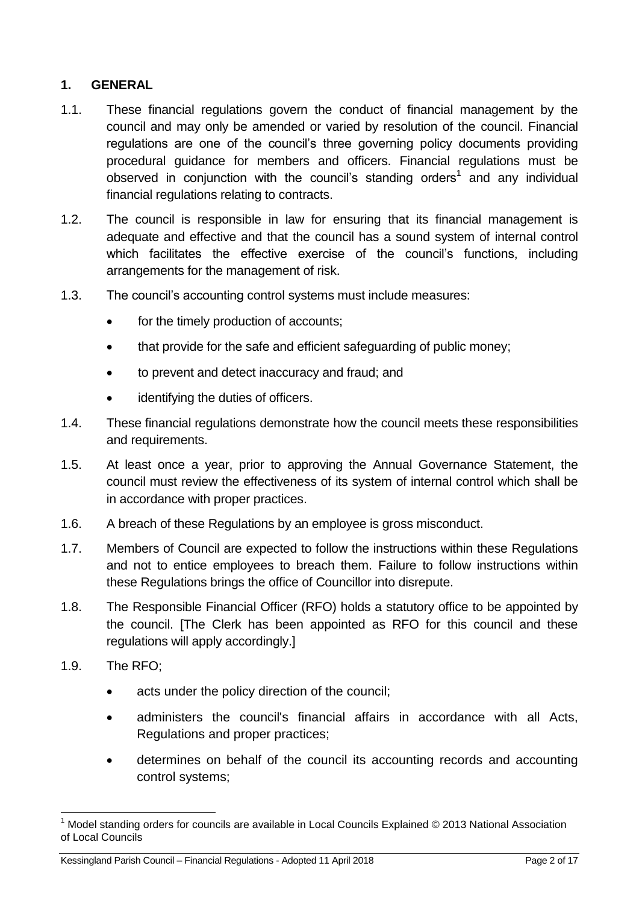## 1. GENERAL

1.1. These financial regulations govern the conduct of financial management by the council and may only be amended or varied by resolution of the council. Financial regulations are one of the council's three governing policy documents providing procedural guidance for members and officers. Financial regulations must be observed in conjunction with the council's standing orders[1] and any individual financial regulations relating to contracts.

1.2. The council is responsible in law for ensuring that its financial management is adequate and effective and that the council has a sound system of internal control which facilitates the effective exercise of the council's functions, including arrangements for the management of risk.

1.3. The council's accounting control systems must include measures:

- for the timely production of accounts;
- that provide for the safe and efficient safeguarding of public money;
- to prevent and detect inaccuracy and fraud; and
- identifying the duties of officers.

1.4. These financial regulations demonstrate how the council meets these responsibilities and requirements.

1.5. At least once a year, prior to approving the Annual Governance Statement, the council must review the effectiveness of its system of internal control which shall be in accordance with proper practices.

1.6. A breach of these Regulations by an employee is gross misconduct.

1.7. Members of Council are expected to follow the instructions within these Regulations and not to entice employees to breach them. Failure to follow instructions within these Regulations brings the office of Councillor into disrepute.

1.8. The Responsible Financial Officer (RFO) holds a statutory office to be appointed by the council. [The Clerk has been appointed as RFO for this council and these regulations will apply accordingly.]

1.9. The RFO;

- acts under the policy direction of the council;
- administers the council's financial affairs in accordance with all Acts, Regulations and proper practices;
- determines on behalf of the council its accounting records and accounting control systems;

[1] Model standing orders for councils are available in Local Councils Explained © 2013 National Association of Local Councils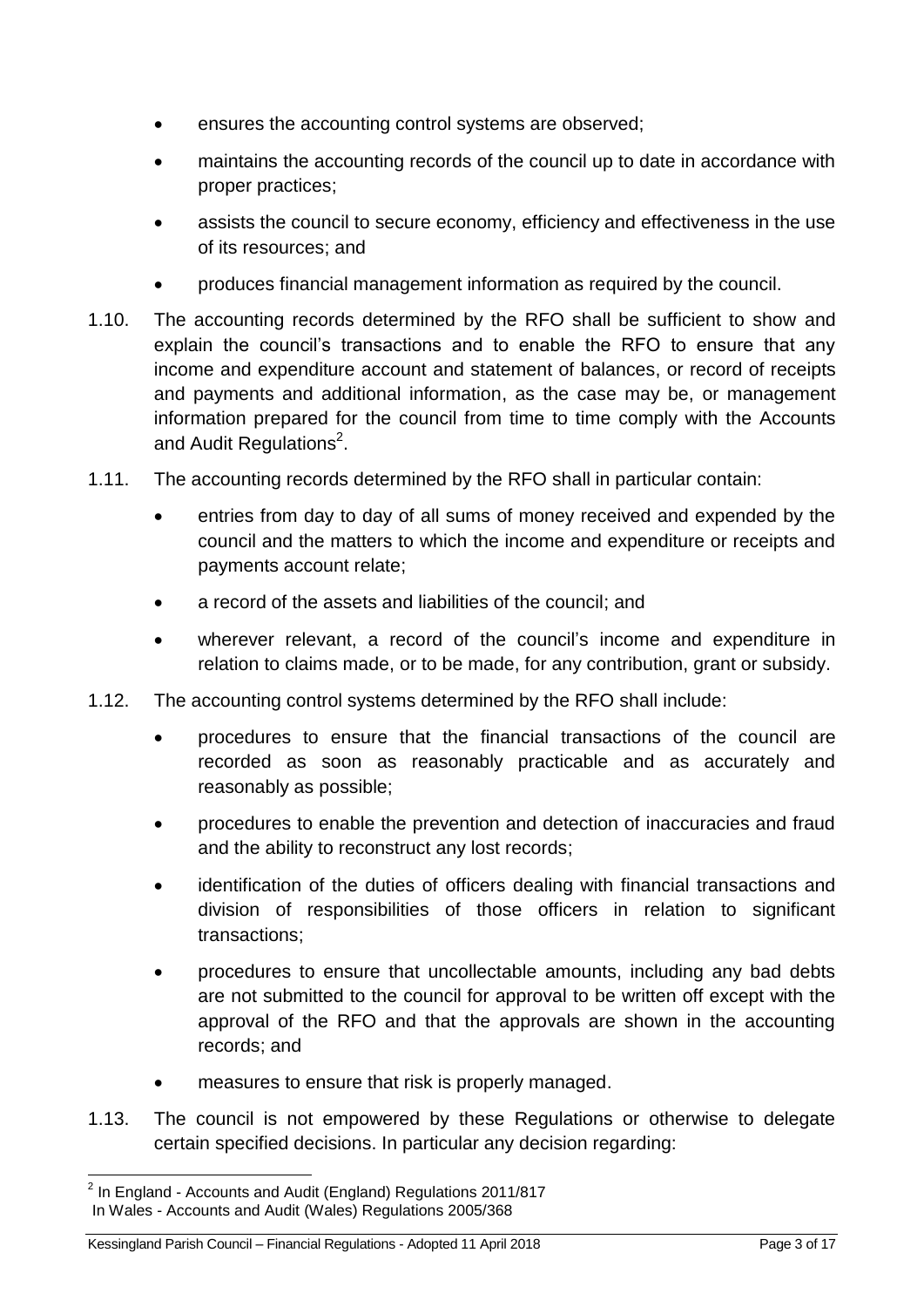- ensures the accounting control systems are observed;
- maintains the accounting records of the council up to date in accordance with proper practices;
- assists the council to secure economy, efficiency and effectiveness in the use of its resources; and
- produces financial management information as required by the council.

1.10. The accounting records determined by the RFO shall be sufficient to show and explain the council's transactions and to enable the RFO to ensure that any income and expenditure account and statement of balances, or record of receipts and payments and additional information, as the case may be, or management information prepared for the council from time to time comply with the Accounts and Audit Regulations[2].

1.11. The accounting records determined by the RFO shall in particular contain:

- entries from day to day of all sums of money received and expended by the council and the matters to which the income and expenditure or receipts and payments account relate;
- a record of the assets and liabilities of the council; and
- wherever relevant, a record of the council's income and expenditure in relation to claims made, or to be made, for any contribution, grant or subsidy.

1.12. The accounting control systems determined by the RFO shall include:

- procedures to ensure that the financial transactions of the council are recorded as soon as reasonably practicable and as accurately and reasonably as possible;
- procedures to enable the prevention and detection of inaccuracies and fraud and the ability to reconstruct any lost records;
- identification of the duties of officers dealing with financial transactions and division of responsibilities of those officers in relation to significant transactions;
- procedures to ensure that uncollectable amounts, including any bad debts are not submitted to the council for approval to be written off except with the approval of the RFO and that the approvals are shown in the accounting records; and
- measures to ensure that risk is properly managed.

1.13. The council is not empowered by these Regulations or otherwise to delegate certain specified decisions. In particular any decision regarding:

[2] In England - Accounts and Audit (England) Regulations 2011/817
In Wales - Accounts and Audit (Wales) Regulations 2005/368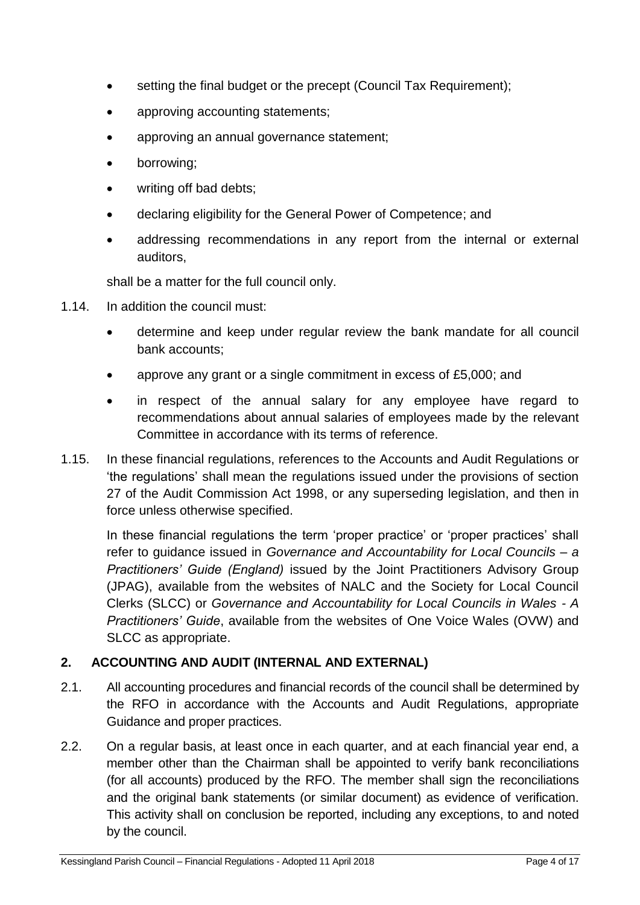- setting the final budget or the precept (Council Tax Requirement);
- approving accounting statements;
- approving an annual governance statement;
- borrowing;
- writing off bad debts;
- declaring eligibility for the General Power of Competence; and
- addressing recommendations in any report from the internal or external auditors,

shall be a matter for the full council only.

1.14. In addition the council must:

- determine and keep under regular review the bank mandate for all council bank accounts;
- approve any grant or a single commitment in excess of £5,000; and
- in respect of the annual salary for any employee have regard to recommendations about annual salaries of employees made by the relevant Committee in accordance with its terms of reference.

1.15. In these financial regulations, references to the Accounts and Audit Regulations or 'the regulations' shall mean the regulations issued under the provisions of section 27 of the Audit Commission Act 1998, or any superseding legislation, and then in force unless otherwise specified.

In these financial regulations the term 'proper practice' or 'proper practices' shall refer to guidance issued in *Governance and Accountability for Local Councils – a Practitioners' Guide (England)* issued by the Joint Practitioners Advisory Group (JPAG), available from the websites of NALC and the Society for Local Council Clerks (SLCC) or *Governance and Accountability for Local Councils in Wales - A Practitioners' Guide*, available from the websites of One Voice Wales (OVW) and SLCC as appropriate.

## 2. ACCOUNTING AND AUDIT (INTERNAL AND EXTERNAL)

2.1. All accounting procedures and financial records of the council shall be determined by the RFO in accordance with the Accounts and Audit Regulations, appropriate Guidance and proper practices.

2.2. On a regular basis, at least once in each quarter, and at each financial year end, a member other than the Chairman shall be appointed to verify bank reconciliations (for all accounts) produced by the RFO. The member shall sign the reconciliations and the original bank statements (or similar document) as evidence of verification. This activity shall on conclusion be reported, including any exceptions, to and noted by the council.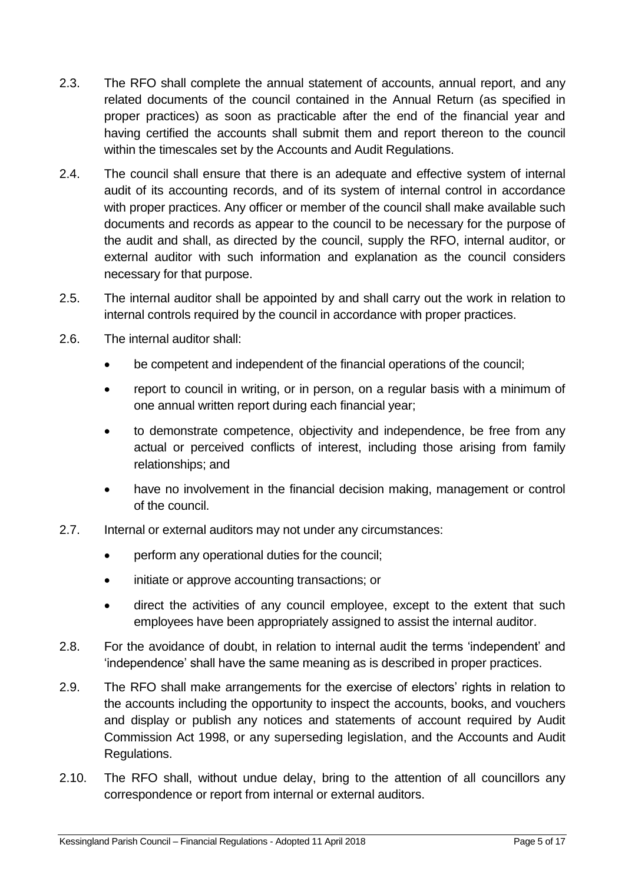2.3. The RFO shall complete the annual statement of accounts, annual report, and any related documents of the council contained in the Annual Return (as specified in proper practices) as soon as practicable after the end of the financial year and having certified the accounts shall submit them and report thereon to the council within the timescales set by the Accounts and Audit Regulations.

2.4. The council shall ensure that there is an adequate and effective system of internal audit of its accounting records, and of its system of internal control in accordance with proper practices. Any officer or member of the council shall make available such documents and records as appear to the council to be necessary for the purpose of the audit and shall, as directed by the council, supply the RFO, internal auditor, or external auditor with such information and explanation as the council considers necessary for that purpose.

2.5. The internal auditor shall be appointed by and shall carry out the work in relation to internal controls required by the council in accordance with proper practices.

2.6. The internal auditor shall:

- be competent and independent of the financial operations of the council;
- report to council in writing, or in person, on a regular basis with a minimum of one annual written report during each financial year;
- to demonstrate competence, objectivity and independence, be free from any actual or perceived conflicts of interest, including those arising from family relationships; and
- have no involvement in the financial decision making, management or control of the council.

2.7. Internal or external auditors may not under any circumstances:

- perform any operational duties for the council;
- initiate or approve accounting transactions; or
- direct the activities of any council employee, except to the extent that such employees have been appropriately assigned to assist the internal auditor.

2.8. For the avoidance of doubt, in relation to internal audit the terms 'independent' and 'independence' shall have the same meaning as is described in proper practices.

2.9. The RFO shall make arrangements for the exercise of electors' rights in relation to the accounts including the opportunity to inspect the accounts, books, and vouchers and display or publish any notices and statements of account required by Audit Commission Act 1998, or any superseding legislation, and the Accounts and Audit Regulations.

2.10. The RFO shall, without undue delay, bring to the attention of all councillors any correspondence or report from internal or external auditors.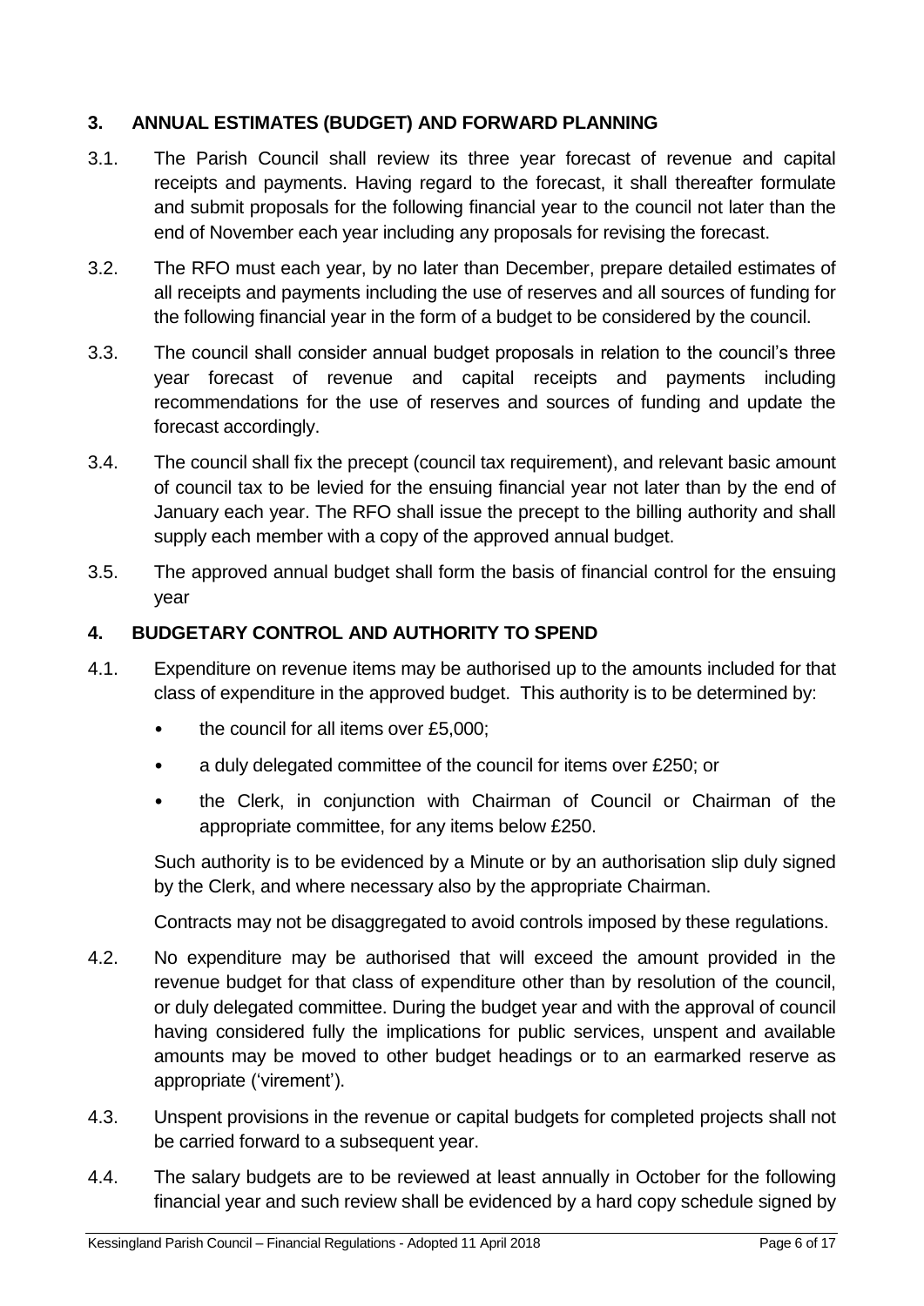## 3. ANNUAL ESTIMATES (BUDGET) AND FORWARD PLANNING

3.1. The Parish Council shall review its three year forecast of revenue and capital receipts and payments. Having regard to the forecast, it shall thereafter formulate and submit proposals for the following financial year to the council not later than the end of November each year including any proposals for revising the forecast.

3.2. The RFO must each year, by no later than December, prepare detailed estimates of all receipts and payments including the use of reserves and all sources of funding for the following financial year in the form of a budget to be considered by the council.

3.3. The council shall consider annual budget proposals in relation to the council's three year forecast of revenue and capital receipts and payments including recommendations for the use of reserves and sources of funding and update the forecast accordingly.

3.4. The council shall fix the precept (council tax requirement), and relevant basic amount of council tax to be levied for the ensuing financial year not later than by the end of January each year. The RFO shall issue the precept to the billing authority and shall supply each member with a copy of the approved annual budget.

3.5. The approved annual budget shall form the basis of financial control for the ensuing year

## 4. BUDGETARY CONTROL AND AUTHORITY TO SPEND

4.1. Expenditure on revenue items may be authorised up to the amounts included for that class of expenditure in the approved budget. This authority is to be determined by:

- the council for all items over £5,000;
- a duly delegated committee of the council for items over £250; or
- the Clerk, in conjunction with Chairman of Council or Chairman of the appropriate committee, for any items below £250.

Such authority is to be evidenced by a Minute or by an authorisation slip duly signed by the Clerk, and where necessary also by the appropriate Chairman.

Contracts may not be disaggregated to avoid controls imposed by these regulations.

4.2. No expenditure may be authorised that will exceed the amount provided in the revenue budget for that class of expenditure other than by resolution of the council, or duly delegated committee. During the budget year and with the approval of council having considered fully the implications for public services, unspent and available amounts may be moved to other budget headings or to an earmarked reserve as appropriate ('virement').

4.3. Unspent provisions in the revenue or capital budgets for completed projects shall not be carried forward to a subsequent year.

4.4. The salary budgets are to be reviewed at least annually in October for the following financial year and such review shall be evidenced by a hard copy schedule signed by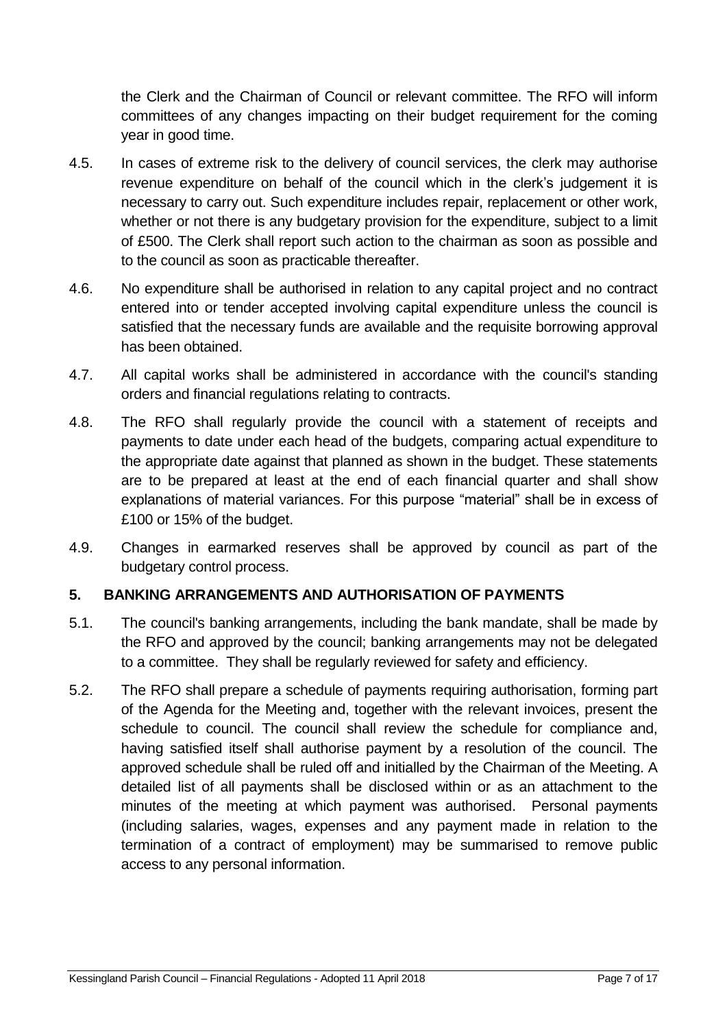the Clerk and the Chairman of Council or relevant committee. The RFO will inform committees of any changes impacting on their budget requirement for the coming year in good time.

4.5. In cases of extreme risk to the delivery of council services, the clerk may authorise revenue expenditure on behalf of the council which in the clerk's judgement it is necessary to carry out. Such expenditure includes repair, replacement or other work, whether or not there is any budgetary provision for the expenditure, subject to a limit of £500. The Clerk shall report such action to the chairman as soon as possible and to the council as soon as practicable thereafter.

4.6. No expenditure shall be authorised in relation to any capital project and no contract entered into or tender accepted involving capital expenditure unless the council is satisfied that the necessary funds are available and the requisite borrowing approval has been obtained.

4.7. All capital works shall be administered in accordance with the council's standing orders and financial regulations relating to contracts.

4.8. The RFO shall regularly provide the council with a statement of receipts and payments to date under each head of the budgets, comparing actual expenditure to the appropriate date against that planned as shown in the budget. These statements are to be prepared at least at the end of each financial quarter and shall show explanations of material variances. For this purpose "material" shall be in excess of £100 or 15% of the budget.

4.9. Changes in earmarked reserves shall be approved by council as part of the budgetary control process.

## 5. BANKING ARRANGEMENTS AND AUTHORISATION OF PAYMENTS

5.1. The council's banking arrangements, including the bank mandate, shall be made by the RFO and approved by the council; banking arrangements may not be delegated to a committee. They shall be regularly reviewed for safety and efficiency.

5.2. The RFO shall prepare a schedule of payments requiring authorisation, forming part of the Agenda for the Meeting and, together with the relevant invoices, present the schedule to council. The council shall review the schedule for compliance and, having satisfied itself shall authorise payment by a resolution of the council. The approved schedule shall be ruled off and initialled by the Chairman of the Meeting. A detailed list of all payments shall be disclosed within or as an attachment to the minutes of the meeting at which payment was authorised. Personal payments (including salaries, wages, expenses and any payment made in relation to the termination of a contract of employment) may be summarised to remove public access to any personal information.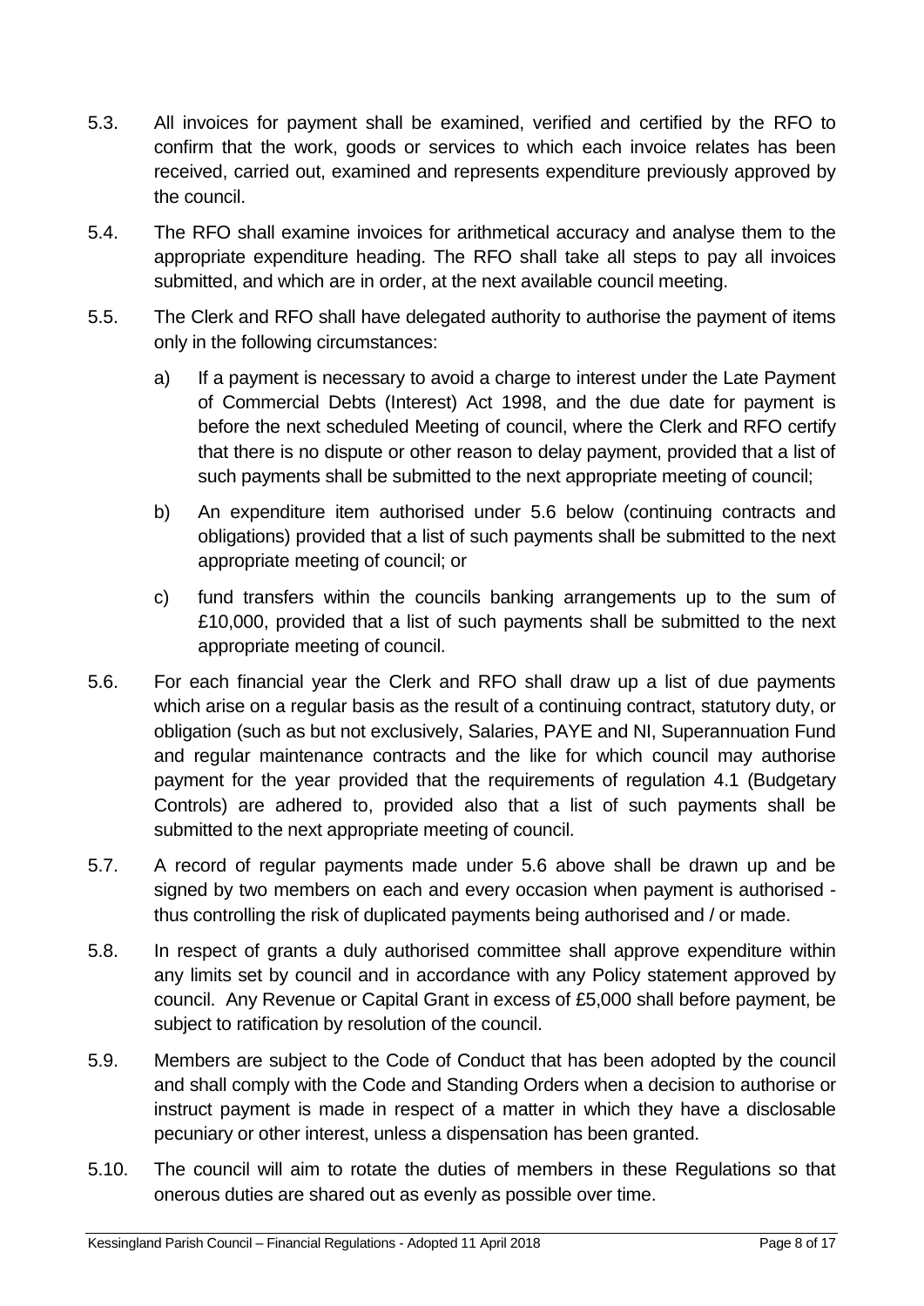5.3. All invoices for payment shall be examined, verified and certified by the RFO to confirm that the work, goods or services to which each invoice relates has been received, carried out, examined and represents expenditure previously approved by the council.

5.4. The RFO shall examine invoices for arithmetical accuracy and analyse them to the appropriate expenditure heading. The RFO shall take all steps to pay all invoices submitted, and which are in order, at the next available council meeting.

5.5. The Clerk and RFO shall have delegated authority to authorise the payment of items only in the following circumstances:

   a) If a payment is necessary to avoid a charge to interest under the Late Payment of Commercial Debts (Interest) Act 1998, and the due date for payment is before the next scheduled Meeting of council, where the Clerk and RFO certify that there is no dispute or other reason to delay payment, provided that a list of such payments shall be submitted to the next appropriate meeting of council;

   b) An expenditure item authorised under 5.6 below (continuing contracts and obligations) provided that a list of such payments shall be submitted to the next appropriate meeting of council; or

   c) fund transfers within the councils banking arrangements up to the sum of £10,000, provided that a list of such payments shall be submitted to the next appropriate meeting of council.

5.6. For each financial year the Clerk and RFO shall draw up a list of due payments which arise on a regular basis as the result of a continuing contract, statutory duty, or obligation (such as but not exclusively, Salaries, PAYE and NI, Superannuation Fund and regular maintenance contracts and the like for which council may authorise payment for the year provided that the requirements of regulation 4.1 (Budgetary Controls) are adhered to, provided also that a list of such payments shall be submitted to the next appropriate meeting of council.

5.7. A record of regular payments made under 5.6 above shall be drawn up and be signed by two members on each and every occasion when payment is authorised - thus controlling the risk of duplicated payments being authorised and / or made.

5.8. In respect of grants a duly authorised committee shall approve expenditure within any limits set by council and in accordance with any Policy statement approved by council. Any Revenue or Capital Grant in excess of £5,000 shall before payment, be subject to ratification by resolution of the council.

5.9. Members are subject to the Code of Conduct that has been adopted by the council and shall comply with the Code and Standing Orders when a decision to authorise or instruct payment is made in respect of a matter in which they have a disclosable pecuniary or other interest, unless a dispensation has been granted.

5.10. The council will aim to rotate the duties of members in these Regulations so that onerous duties are shared out as evenly as possible over time.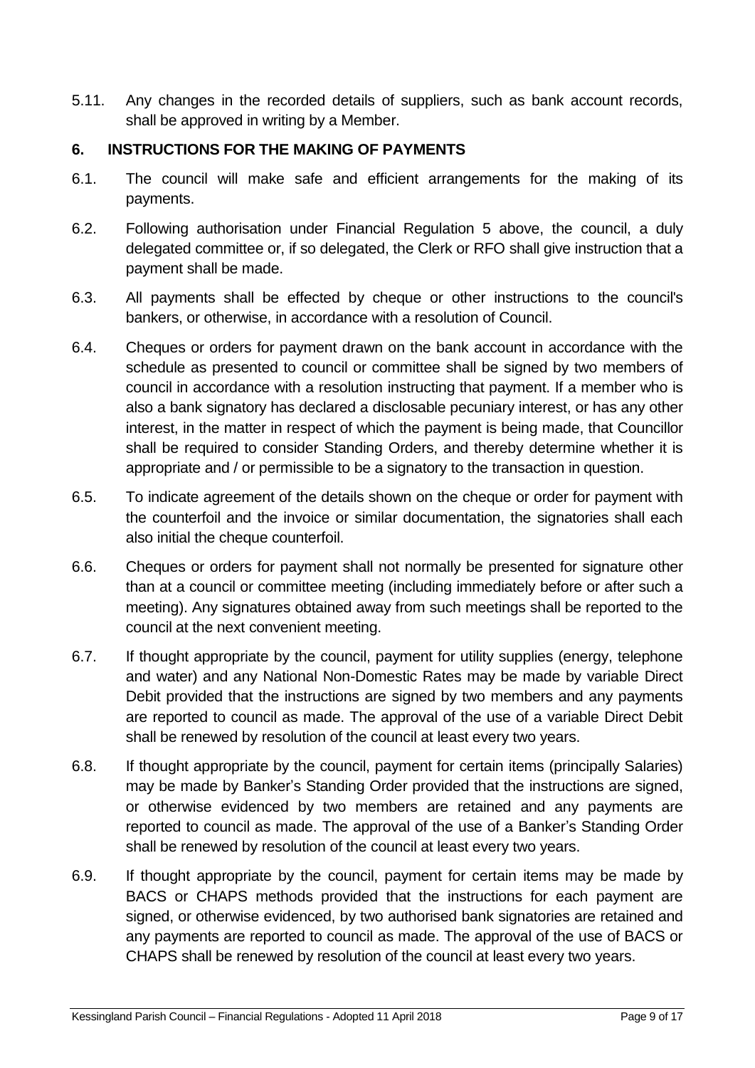5.11. Any changes in the recorded details of suppliers, such as bank account records, shall be approved in writing by a Member.

## 6. INSTRUCTIONS FOR THE MAKING OF PAYMENTS

6.1. The council will make safe and efficient arrangements for the making of its payments.

6.2. Following authorisation under Financial Regulation 5 above, the council, a duly delegated committee or, if so delegated, the Clerk or RFO shall give instruction that a payment shall be made.

6.3. All payments shall be effected by cheque or other instructions to the council's bankers, or otherwise, in accordance with a resolution of Council.

6.4. Cheques or orders for payment drawn on the bank account in accordance with the schedule as presented to council or committee shall be signed by two members of council in accordance with a resolution instructing that payment. If a member who is also a bank signatory has declared a disclosable pecuniary interest, or has any other interest, in the matter in respect of which the payment is being made, that Councillor shall be required to consider Standing Orders, and thereby determine whether it is appropriate and / or permissible to be a signatory to the transaction in question.

6.5. To indicate agreement of the details shown on the cheque or order for payment with the counterfoil and the invoice or similar documentation, the signatories shall each also initial the cheque counterfoil.

6.6. Cheques or orders for payment shall not normally be presented for signature other than at a council or committee meeting (including immediately before or after such a meeting). Any signatures obtained away from such meetings shall be reported to the council at the next convenient meeting.

6.7. If thought appropriate by the council, payment for utility supplies (energy, telephone and water) and any National Non-Domestic Rates may be made by variable Direct Debit provided that the instructions are signed by two members and any payments are reported to council as made. The approval of the use of a variable Direct Debit shall be renewed by resolution of the council at least every two years.

6.8. If thought appropriate by the council, payment for certain items (principally Salaries) may be made by Banker's Standing Order provided that the instructions are signed, or otherwise evidenced by two members are retained and any payments are reported to council as made. The approval of the use of a Banker's Standing Order shall be renewed by resolution of the council at least every two years.

6.9. If thought appropriate by the council, payment for certain items may be made by BACS or CHAPS methods provided that the instructions for each payment are signed, or otherwise evidenced, by two authorised bank signatories are retained and any payments are reported to council as made. The approval of the use of BACS or CHAPS shall be renewed by resolution of the council at least every two years.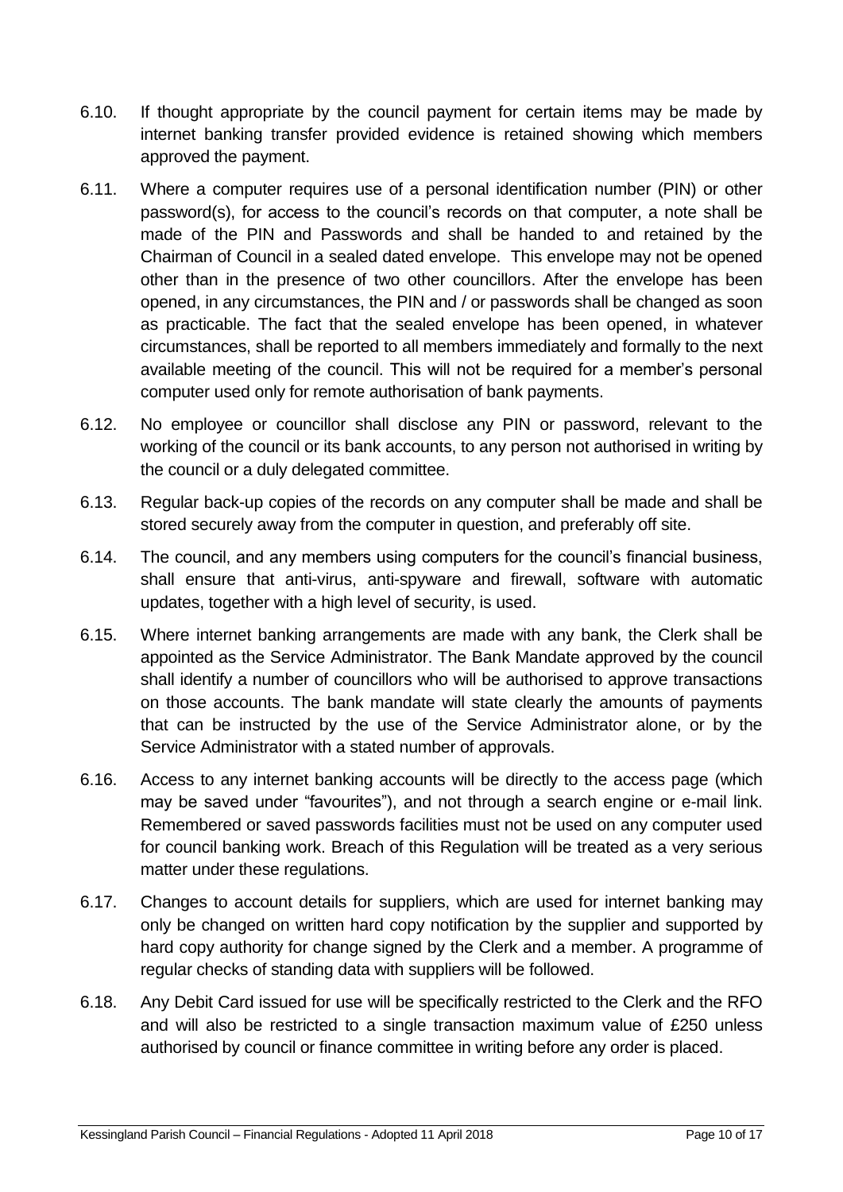6.10. If thought appropriate by the council payment for certain items may be made by internet banking transfer provided evidence is retained showing which members approved the payment.

6.11. Where a computer requires use of a personal identification number (PIN) or other password(s), for access to the council's records on that computer, a note shall be made of the PIN and Passwords and shall be handed to and retained by the Chairman of Council in a sealed dated envelope. This envelope may not be opened other than in the presence of two other councillors. After the envelope has been opened, in any circumstances, the PIN and / or passwords shall be changed as soon as practicable. The fact that the sealed envelope has been opened, in whatever circumstances, shall be reported to all members immediately and formally to the next available meeting of the council. This will not be required for a member's personal computer used only for remote authorisation of bank payments.

6.12. No employee or councillor shall disclose any PIN or password, relevant to the working of the council or its bank accounts, to any person not authorised in writing by the council or a duly delegated committee.

6.13. Regular back-up copies of the records on any computer shall be made and shall be stored securely away from the computer in question, and preferably off site.

6.14. The council, and any members using computers for the council's financial business, shall ensure that anti-virus, anti-spyware and firewall, software with automatic updates, together with a high level of security, is used.

6.15. Where internet banking arrangements are made with any bank, the Clerk shall be appointed as the Service Administrator. The Bank Mandate approved by the council shall identify a number of councillors who will be authorised to approve transactions on those accounts. The bank mandate will state clearly the amounts of payments that can be instructed by the use of the Service Administrator alone, or by the Service Administrator with a stated number of approvals.

6.16. Access to any internet banking accounts will be directly to the access page (which may be saved under "favourites"), and not through a search engine or e-mail link. Remembered or saved passwords facilities must not be used on any computer used for council banking work. Breach of this Regulation will be treated as a very serious matter under these regulations.

6.17. Changes to account details for suppliers, which are used for internet banking may only be changed on written hard copy notification by the supplier and supported by hard copy authority for change signed by the Clerk and a member. A programme of regular checks of standing data with suppliers will be followed.

6.18. Any Debit Card issued for use will be specifically restricted to the Clerk and the RFO and will also be restricted to a single transaction maximum value of £250 unless authorised by council or finance committee in writing before any order is placed.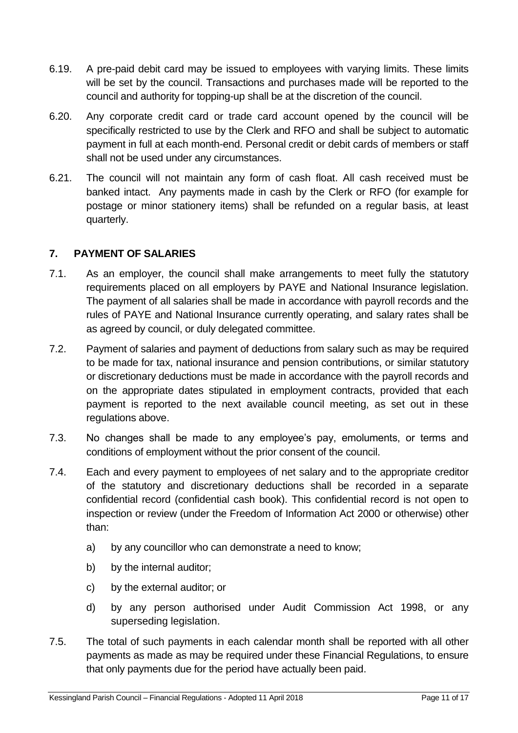6.19. A pre-paid debit card may be issued to employees with varying limits. These limits will be set by the council. Transactions and purchases made will be reported to the council and authority for topping-up shall be at the discretion of the council.

6.20. Any corporate credit card or trade card account opened by the council will be specifically restricted to use by the Clerk and RFO and shall be subject to automatic payment in full at each month-end. Personal credit or debit cards of members or staff shall not be used under any circumstances.

6.21. The council will not maintain any form of cash float. All cash received must be banked intact. Any payments made in cash by the Clerk or RFO (for example for postage or minor stationery items) shall be refunded on a regular basis, at least quarterly.

## 7. PAYMENT OF SALARIES

7.1. As an employer, the council shall make arrangements to meet fully the statutory requirements placed on all employers by PAYE and National Insurance legislation. The payment of all salaries shall be made in accordance with payroll records and the rules of PAYE and National Insurance currently operating, and salary rates shall be as agreed by council, or duly delegated committee.

7.2. Payment of salaries and payment of deductions from salary such as may be required to be made for tax, national insurance and pension contributions, or similar statutory or discretionary deductions must be made in accordance with the payroll records and on the appropriate dates stipulated in employment contracts, provided that each payment is reported to the next available council meeting, as set out in these regulations above.

7.3. No changes shall be made to any employee's pay, emoluments, or terms and conditions of employment without the prior consent of the council.

7.4. Each and every payment to employees of net salary and to the appropriate creditor of the statutory and discretionary deductions shall be recorded in a separate confidential record (confidential cash book). This confidential record is not open to inspection or review (under the Freedom of Information Act 2000 or otherwise) other than:

a) by any councillor who can demonstrate a need to know;

b) by the internal auditor;

c) by the external auditor; or

d) by any person authorised under Audit Commission Act 1998, or any superseding legislation.

7.5. The total of such payments in each calendar month shall be reported with all other payments as made as may be required under these Financial Regulations, to ensure that only payments due for the period have actually been paid.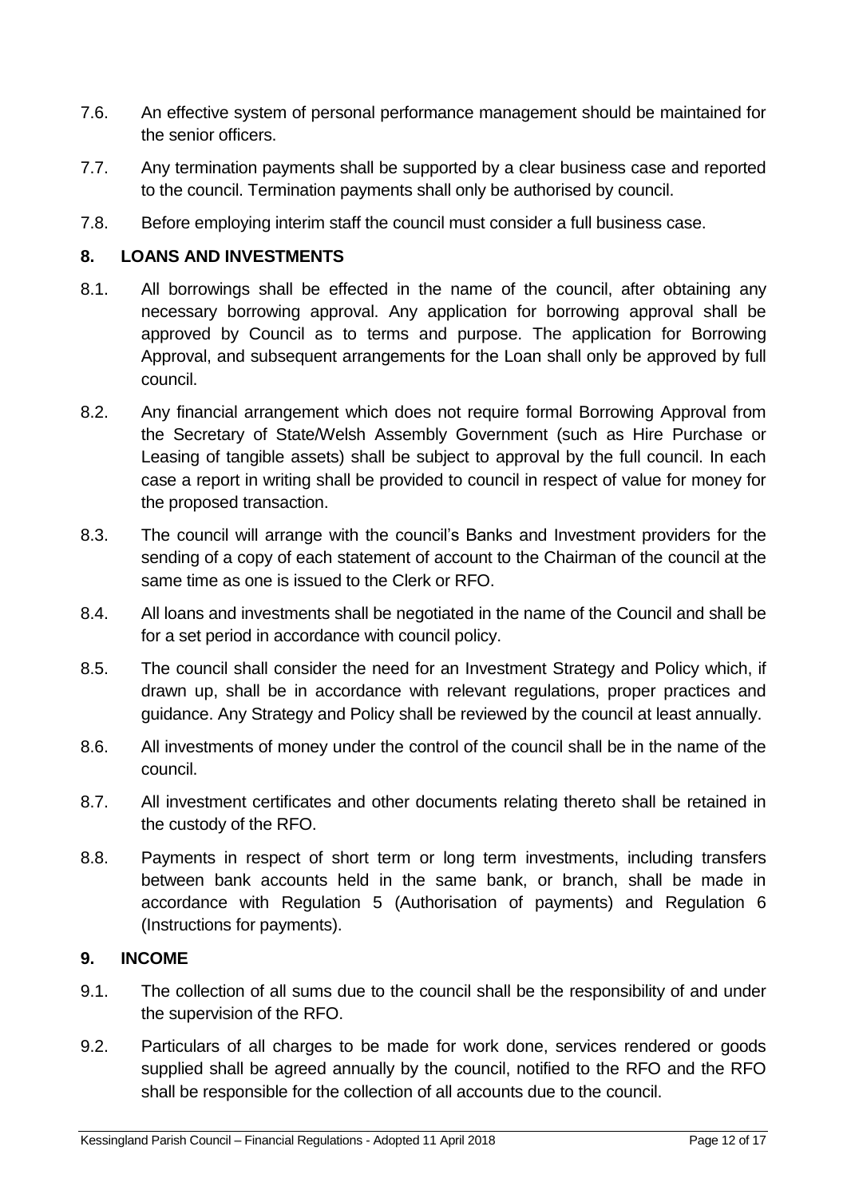7.6. An effective system of personal performance management should be maintained for the senior officers.

7.7. Any termination payments shall be supported by a clear business case and reported to the council. Termination payments shall only be authorised by council.

7.8. Before employing interim staff the council must consider a full business case.

## 8. LOANS AND INVESTMENTS

8.1. All borrowings shall be effected in the name of the council, after obtaining any necessary borrowing approval. Any application for borrowing approval shall be approved by Council as to terms and purpose. The application for Borrowing Approval, and subsequent arrangements for the Loan shall only be approved by full council.

8.2. Any financial arrangement which does not require formal Borrowing Approval from the Secretary of State/Welsh Assembly Government (such as Hire Purchase or Leasing of tangible assets) shall be subject to approval by the full council. In each case a report in writing shall be provided to council in respect of value for money for the proposed transaction.

8.3. The council will arrange with the council's Banks and Investment providers for the sending of a copy of each statement of account to the Chairman of the council at the same time as one is issued to the Clerk or RFO.

8.4. All loans and investments shall be negotiated in the name of the Council and shall be for a set period in accordance with council policy.

8.5. The council shall consider the need for an Investment Strategy and Policy which, if drawn up, shall be in accordance with relevant regulations, proper practices and guidance. Any Strategy and Policy shall be reviewed by the council at least annually.

8.6. All investments of money under the control of the council shall be in the name of the council.

8.7. All investment certificates and other documents relating thereto shall be retained in the custody of the RFO.

8.8. Payments in respect of short term or long term investments, including transfers between bank accounts held in the same bank, or branch, shall be made in accordance with Regulation 5 (Authorisation of payments) and Regulation 6 (Instructions for payments).

## 9. INCOME

9.1. The collection of all sums due to the council shall be the responsibility of and under the supervision of the RFO.

9.2. Particulars of all charges to be made for work done, services rendered or goods supplied shall be agreed annually by the council, notified to the RFO and the RFO shall be responsible for the collection of all accounts due to the council.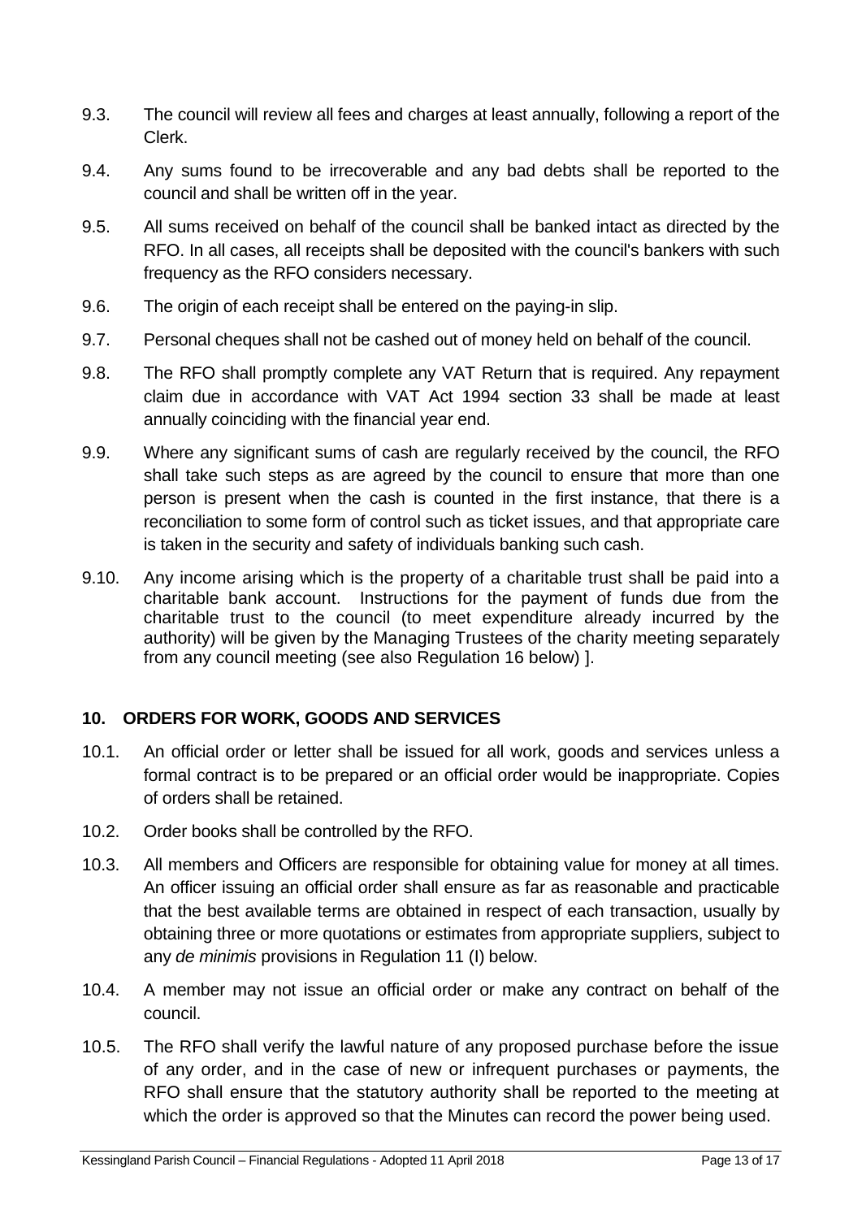9.3. The council will review all fees and charges at least annually, following a report of the Clerk.

9.4. Any sums found to be irrecoverable and any bad debts shall be reported to the council and shall be written off in the year.

9.5. All sums received on behalf of the council shall be banked intact as directed by the RFO. In all cases, all receipts shall be deposited with the council's bankers with such frequency as the RFO considers necessary.

9.6. The origin of each receipt shall be entered on the paying-in slip.

9.7. Personal cheques shall not be cashed out of money held on behalf of the council.

9.8. The RFO shall promptly complete any VAT Return that is required. Any repayment claim due in accordance with VAT Act 1994 section 33 shall be made at least annually coinciding with the financial year end.

9.9. Where any significant sums of cash are regularly received by the council, the RFO shall take such steps as are agreed by the council to ensure that more than one person is present when the cash is counted in the first instance, that there is a reconciliation to some form of control such as ticket issues, and that appropriate care is taken in the security and safety of individuals banking such cash.

9.10. Any income arising which is the property of a charitable trust shall be paid into a charitable bank account. Instructions for the payment of funds due from the charitable trust to the council (to meet expenditure already incurred by the authority) will be given by the Managing Trustees of the charity meeting separately from any council meeting (see also Regulation 16 below) ].

## 10. ORDERS FOR WORK, GOODS AND SERVICES

10.1. An official order or letter shall be issued for all work, goods and services unless a formal contract is to be prepared or an official order would be inappropriate. Copies of orders shall be retained.

10.2. Order books shall be controlled by the RFO.

10.3. All members and Officers are responsible for obtaining value for money at all times. An officer issuing an official order shall ensure as far as reasonable and practicable that the best available terms are obtained in respect of each transaction, usually by obtaining three or more quotations or estimates from appropriate suppliers, subject to any *de minimis* provisions in Regulation 11 (I) below.

10.4. A member may not issue an official order or make any contract on behalf of the council.

10.5. The RFO shall verify the lawful nature of any proposed purchase before the issue of any order, and in the case of new or infrequent purchases or payments, the RFO shall ensure that the statutory authority shall be reported to the meeting at which the order is approved so that the Minutes can record the power being used.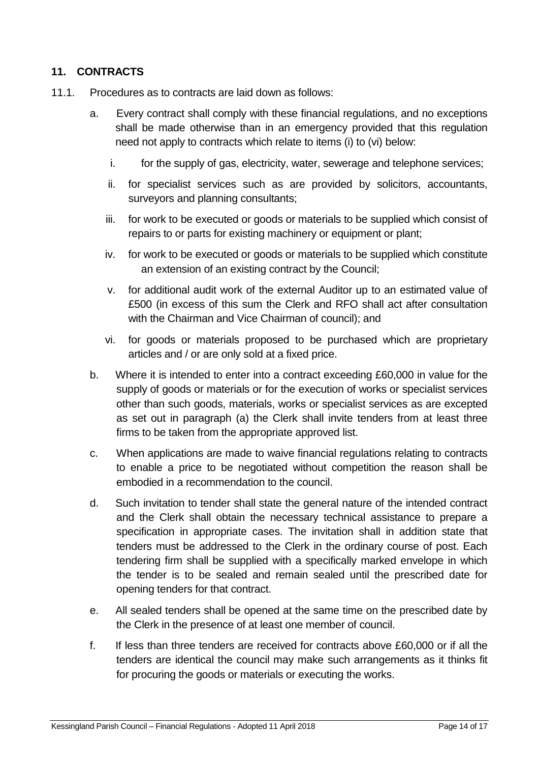## 11. CONTRACTS

11.1. Procedures as to contracts are laid down as follows:

a. Every contract shall comply with these financial regulations, and no exceptions shall be made otherwise than in an emergency provided that this regulation need not apply to contracts which relate to items (i) to (vi) below:

   i. for the supply of gas, electricity, water, sewerage and telephone services;

   ii. for specialist services such as are provided by solicitors, accountants, surveyors and planning consultants;

   iii. for work to be executed or goods or materials to be supplied which consist of repairs to or parts for existing machinery or equipment or plant;

   iv. for work to be executed or goods or materials to be supplied which constitute an extension of an existing contract by the Council;

   v. for additional audit work of the external Auditor up to an estimated value of £500 (in excess of this sum the Clerk and RFO shall act after consultation with the Chairman and Vice Chairman of council); and

   vi. for goods or materials proposed to be purchased which are proprietary articles and / or are only sold at a fixed price.

b. Where it is intended to enter into a contract exceeding £60,000 in value for the supply of goods or materials or for the execution of works or specialist services other than such goods, materials, works or specialist services as are excepted as set out in paragraph (a) the Clerk shall invite tenders from at least three firms to be taken from the appropriate approved list.

c. When applications are made to waive financial regulations relating to contracts to enable a price to be negotiated without competition the reason shall be embodied in a recommendation to the council.

d. Such invitation to tender shall state the general nature of the intended contract and the Clerk shall obtain the necessary technical assistance to prepare a specification in appropriate cases. The invitation shall in addition state that tenders must be addressed to the Clerk in the ordinary course of post. Each tendering firm shall be supplied with a specifically marked envelope in which the tender is to be sealed and remain sealed until the prescribed date for opening tenders for that contract.

e. All sealed tenders shall be opened at the same time on the prescribed date by the Clerk in the presence of at least one member of council.

f. If less than three tenders are received for contracts above £60,000 or if all the tenders are identical the council may make such arrangements as it thinks fit for procuring the goods or materials or executing the works.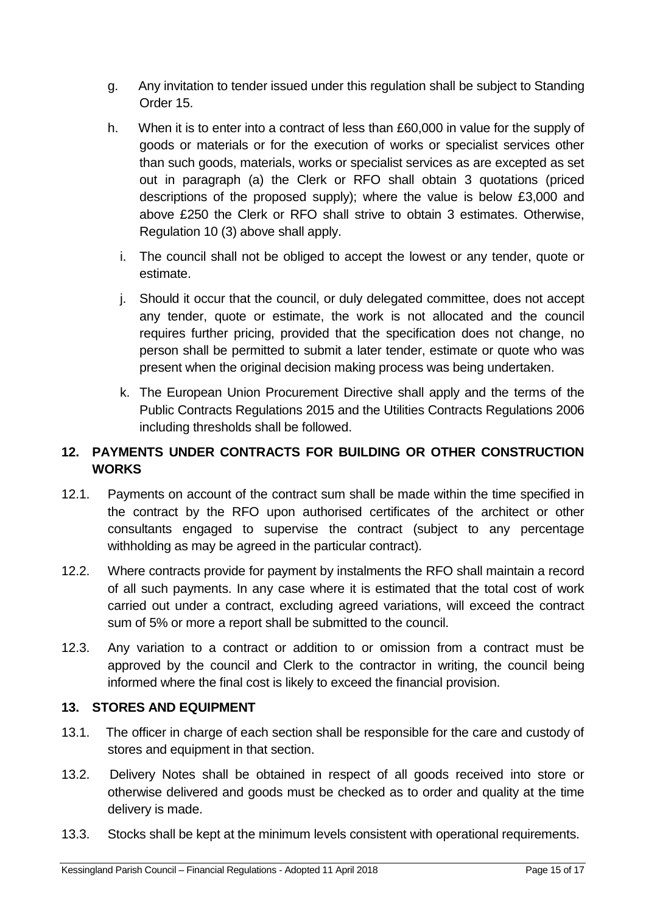g. Any invitation to tender issued under this regulation shall be subject to Standing Order 15.

h. When it is to enter into a contract of less than £60,000 in value for the supply of goods or materials or for the execution of works or specialist services other than such goods, materials, works or specialist services as are excepted as set out in paragraph (a) the Clerk or RFO shall obtain 3 quotations (priced descriptions of the proposed supply); where the value is below £3,000 and above £250 the Clerk or RFO shall strive to obtain 3 estimates. Otherwise, Regulation 10 (3) above shall apply.

i. The council shall not be obliged to accept the lowest or any tender, quote or estimate.

j. Should it occur that the council, or duly delegated committee, does not accept any tender, quote or estimate, the work is not allocated and the council requires further pricing, provided that the specification does not change, no person shall be permitted to submit a later tender, estimate or quote who was present when the original decision making process was being undertaken.

k. The European Union Procurement Directive shall apply and the terms of the Public Contracts Regulations 2015 and the Utilities Contracts Regulations 2006 including thresholds shall be followed.

## 12. PAYMENTS UNDER CONTRACTS FOR BUILDING OR OTHER CONSTRUCTION WORKS

12.1. Payments on account of the contract sum shall be made within the time specified in the contract by the RFO upon authorised certificates of the architect or other consultants engaged to supervise the contract (subject to any percentage withholding as may be agreed in the particular contract).

12.2. Where contracts provide for payment by instalments the RFO shall maintain a record of all such payments. In any case where it is estimated that the total cost of work carried out under a contract, excluding agreed variations, will exceed the contract sum of 5% or more a report shall be submitted to the council.

12.3. Any variation to a contract or addition to or omission from a contract must be approved by the council and Clerk to the contractor in writing, the council being informed where the final cost is likely to exceed the financial provision.

## 13. STORES AND EQUIPMENT

13.1. The officer in charge of each section shall be responsible for the care and custody of stores and equipment in that section.

13.2. Delivery Notes shall be obtained in respect of all goods received into store or otherwise delivered and goods must be checked as to order and quality at the time delivery is made.

13.3. Stocks shall be kept at the minimum levels consistent with operational requirements.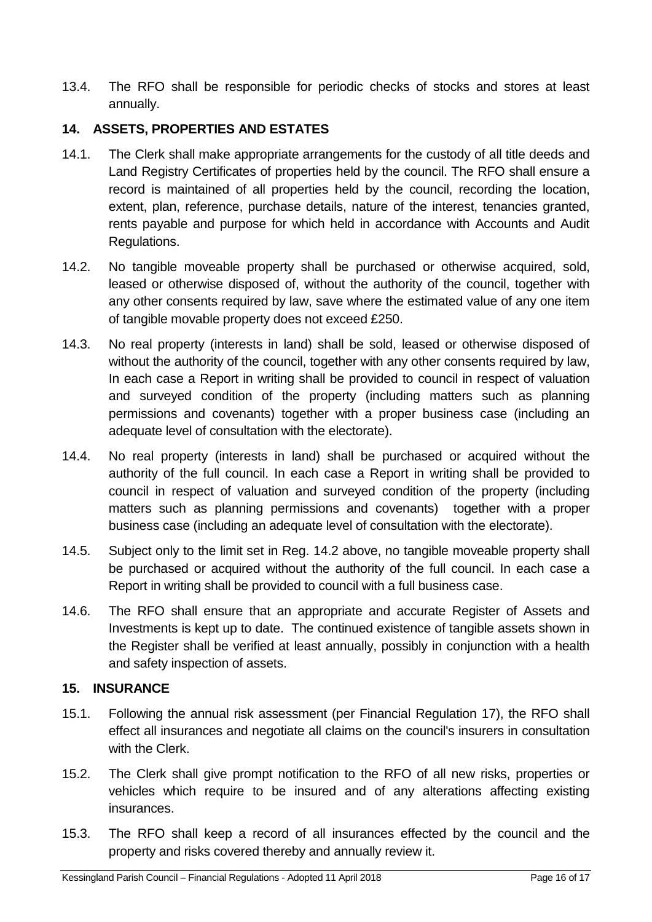13.4. The RFO shall be responsible for periodic checks of stocks and stores at least annually.

## 14. ASSETS, PROPERTIES AND ESTATES

14.1. The Clerk shall make appropriate arrangements for the custody of all title deeds and Land Registry Certificates of properties held by the council. The RFO shall ensure a record is maintained of all properties held by the council, recording the location, extent, plan, reference, purchase details, nature of the interest, tenancies granted, rents payable and purpose for which held in accordance with Accounts and Audit Regulations.

14.2. No tangible moveable property shall be purchased or otherwise acquired, sold, leased or otherwise disposed of, without the authority of the council, together with any other consents required by law, save where the estimated value of any one item of tangible movable property does not exceed £250.

14.3. No real property (interests in land) shall be sold, leased or otherwise disposed of without the authority of the council, together with any other consents required by law, In each case a Report in writing shall be provided to council in respect of valuation and surveyed condition of the property (including matters such as planning permissions and covenants) together with a proper business case (including an adequate level of consultation with the electorate).

14.4. No real property (interests in land) shall be purchased or acquired without the authority of the full council. In each case a Report in writing shall be provided to council in respect of valuation and surveyed condition of the property (including matters such as planning permissions and covenants) together with a proper business case (including an adequate level of consultation with the electorate).

14.5. Subject only to the limit set in Reg. 14.2 above, no tangible moveable property shall be purchased or acquired without the authority of the full council. In each case a Report in writing shall be provided to council with a full business case.

14.6. The RFO shall ensure that an appropriate and accurate Register of Assets and Investments is kept up to date. The continued existence of tangible assets shown in the Register shall be verified at least annually, possibly in conjunction with a health and safety inspection of assets.

## 15. INSURANCE

15.1. Following the annual risk assessment (per Financial Regulation 17), the RFO shall effect all insurances and negotiate all claims on the council's insurers in consultation with the Clerk.

15.2. The Clerk shall give prompt notification to the RFO of all new risks, properties or vehicles which require to be insured and of any alterations affecting existing insurances.

15.3. The RFO shall keep a record of all insurances effected by the council and the property and risks covered thereby and annually review it.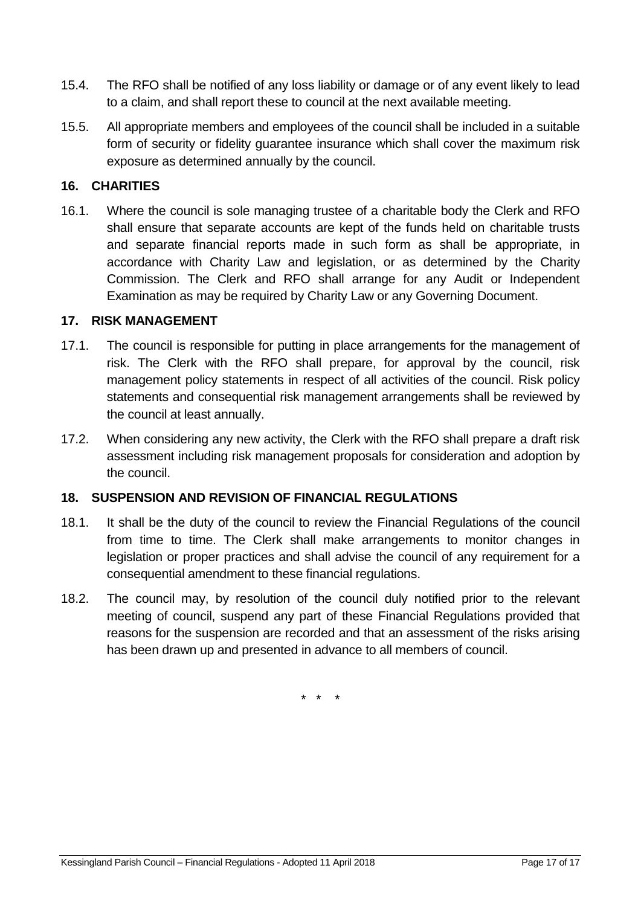15.4. The RFO shall be notified of any loss liability or damage or of any event likely to lead to a claim, and shall report these to council at the next available meeting.

15.5. All appropriate members and employees of the council shall be included in a suitable form of security or fidelity guarantee insurance which shall cover the maximum risk exposure as determined annually by the council.

## 16. CHARITIES

16.1. Where the council is sole managing trustee of a charitable body the Clerk and RFO shall ensure that separate accounts are kept of the funds held on charitable trusts and separate financial reports made in such form as shall be appropriate, in accordance with Charity Law and legislation, or as determined by the Charity Commission. The Clerk and RFO shall arrange for any Audit or Independent Examination as may be required by Charity Law or any Governing Document.

## 17. RISK MANAGEMENT

17.1. The council is responsible for putting in place arrangements for the management of risk. The Clerk with the RFO shall prepare, for approval by the council, risk management policy statements in respect of all activities of the council. Risk policy statements and consequential risk management arrangements shall be reviewed by the council at least annually.

17.2. When considering any new activity, the Clerk with the RFO shall prepare a draft risk assessment including risk management proposals for consideration and adoption by the council.

## 18. SUSPENSION AND REVISION OF FINANCIAL REGULATIONS

18.1. It shall be the duty of the council to review the Financial Regulations of the council from time to time. The Clerk shall make arrangements to monitor changes in legislation or proper practices and shall advise the council of any requirement for a consequential amendment to these financial regulations.

18.2. The council may, by resolution of the council duly notified prior to the relevant meeting of council, suspend any part of these Financial Regulations provided that reasons for the suspension are recorded and that an assessment of the risks arising has been drawn up and presented in advance to all members of council.

\* \* \*